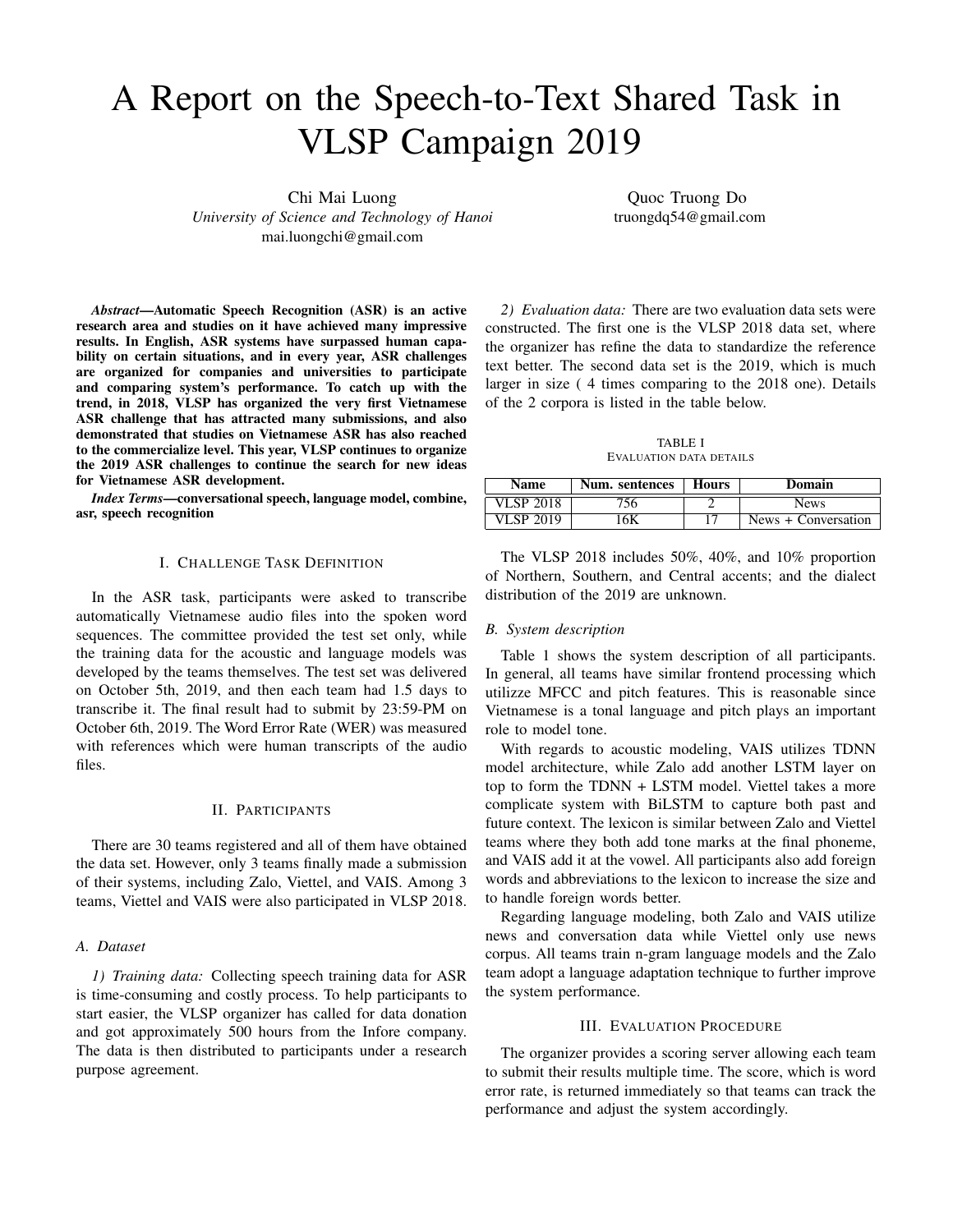# A Report on the Speech-to-Text Shared Task in VLSP Campaign 2019

Chi Mai Luong
*University of Science and Technology of Hanoi*
mai.luongchi@gmail.com

Quoc Truong Do
truongdq54@gmail.com

***Abstract*—Automatic Speech Recognition (ASR) is an active research area and studies on it have achieved many impressive results. In English, ASR systems have surpassed human capability on certain situations, and in every year, ASR challenges are organized for companies and universities to participate and comparing system's performance. To catch up with the trend, in 2018, VLSP has organized the very first Vietnamese ASR challenge that has attracted many submissions, and also demonstrated that studies on Vietnamese ASR has also reached to the commercialize level. This year, VLSP continues to organize the 2019 ASR challenges to continue the search for new ideas for Vietnamese ASR development.**

***Index Terms*—conversational speech, language model, combine, asr, speech recognition**

## I. Challenge Task Definition

In the ASR task, participants were asked to transcribe automatically Vietnamese audio files into the spoken word sequences. The committee provided the test set only, while the training data for the acoustic and language models was developed by the teams themselves. The test set was delivered on October 5th, 2019, and then each team had 1.5 days to transcribe it. The final result had to submit by 23:59-PM on October 6th, 2019. The Word Error Rate (WER) was measured with references which were human transcripts of the audio files.

## II. Participants

There are 30 teams registered and all of them have obtained the data set. However, only 3 teams finally made a submission of their systems, including Zalo, Viettel, and VAIS. Among 3 teams, Viettel and VAIS were also participated in VLSP 2018.

### A. Dataset

*1) Training data:* Collecting speech training data for ASR is time-consuming and costly process. To help participants to start easier, the VLSP organizer has called for data donation and got approximately 500 hours from the Infore company. The data is then distributed to participants under a research purpose agreement.

*2) Evaluation data:* There are two evaluation data sets were constructed. The first one is the VLSP 2018 data set, where the organizer has refine the data to standardize the reference text better. The second data set is the 2019, which is much larger in size ( 4 times comparing to the 2018 one). Details of the 2 corpora is listed in the table below.

TABLE I
Evaluation data details

| Name | Num. sentences | Hours | Domain |
|---|---|---|---|
| VLSP 2018 | 756 | 2 | News |
| VLSP 2019 | 16K | 17 | News + Conversation |

The VLSP 2018 includes 50%, 40%, and 10% proportion of Northern, Southern, and Central accents; and the dialect distribution of the 2019 are unknown.

### B. System description

Table 1 shows the system description of all participants. In general, all teams have similar frontend processing which utilizze MFCC and pitch features. This is reasonable since Vietnamese is a tonal language and pitch plays an important role to model tone.

With regards to acoustic modeling, VAIS utilizes TDNN model architecture, while Zalo add another LSTM layer on top to form the TDNN + LSTM model. Viettel takes a more complicate system with BiLSTM to capture both past and future context. The lexicon is similar between Zalo and Viettel teams where they both add tone marks at the final phoneme, and VAIS add it at the vowel. All participants also add foreign words and abbreviations to the lexicon to increase the size and to handle foreign words better.

Regarding language modeling, both Zalo and VAIS utilize news and conversation data while Viettel only use news corpus. All teams train n-gram language models and the Zalo team adopt a language adaptation technique to further improve the system performance.

## III. Evaluation Procedure

The organizer provides a scoring server allowing each team to submit their results multiple time. The score, which is word error rate, is returned immediately so that teams can track the performance and adjust the system accordingly.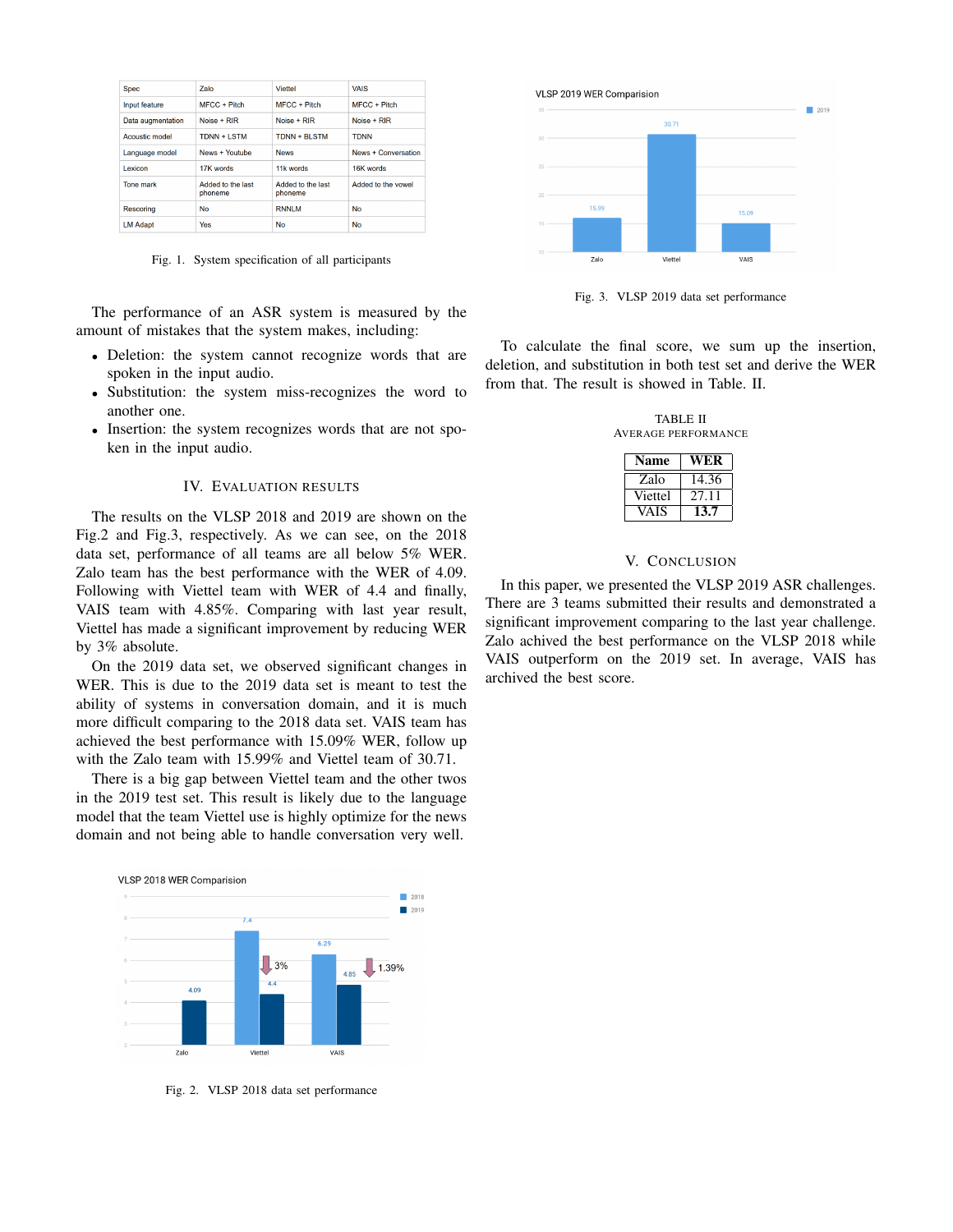| Spec | Zalo | Viettel | VAIS |
|---|---|---|---|
| Input feature | MFCC + Pitch | MFCC + Pitch | MFCC + Pitch |
| Data augmentation | Noise + RIR | Noise + RIR | Noise + RIR |
| Acoustic model | TDNN + LSTM | TDNN + BLSTM | TDNN |
| Language model | News + Youtube | News | News + Conversation |
| Lexicon | 17K words | 11k words | 16K words |
| Tone mark | Added to the last phoneme | Added to the last phoneme | Added to the vowel |
| Rescoring | No | RNNLM | No |
| LM Adapt | Yes | No | No |

Fig. 1. System specification of all participants

The performance of an ASR system is measured by the amount of mistakes that the system makes, including:

- Deletion: the system cannot recognize words that are spoken in the input audio.
- Substitution: the system miss-recognizes the word to another one.
- Insertion: the system recognizes words that are not spoken in the input audio.

## IV. Evaluation Results

The results on the VLSP 2018 and 2019 are shown on the Fig.2 and Fig.3, respectively. As we can see, on the 2018 data set, performance of all teams are all below 5% WER. Zalo team has the best performance with the WER of 4.09. Following with Viettel team with WER of 4.4 and finally, VAIS team with 4.85%. Comparing with last year result, Viettel has made a significant improvement by reducing WER by 3% absolute.

On the 2019 data set, we observed significant changes in WER. This is due to the 2019 data set is meant to test the ability of systems in conversation domain, and it is much more difficult comparing to the 2018 data set. VAIS team has achieved the best performance with 15.09% WER, follow up with the Zalo team with 15.99% and Viettel team of 30.71.

There is a big gap between Viettel team and the other twos in the 2019 test set. This result is likely due to the language model that the team Viettel use is highly optimize for the news domain and not being able to handle conversation very well.

VLSP 2018 WER Comparision

2018
2019

Zalo
Viettel
VAIS

4.09
7.4
4.4
6.29
4.85
3%
1.39%

Fig. 2. VLSP 2018 data set performance

VLSP 2019 WER Comparision

2019

Zalo
Viettel
VAIS

15.99
30.71
15.09

Fig. 3. VLSP 2019 data set performance

To calculate the final score, we sum up the insertion, deletion, and substitution in both test set and derive the WER from that. The result is showed in Table. II.

TABLE II
Average Performance

| Name | WER |
|---|---|
| Zalo | 14.36 |
| Viettel | 27.11 |
| VAIS | **13.7** |

## V. Conclusion

In this paper, we presented the VLSP 2019 ASR challenges. There are 3 teams submitted their results and demonstrated a significant improvement comparing to the last year challenge. Zalo achived the best performance on the VLSP 2018 while VAIS outperform on the 2019 set. In average, VAIS has archived the best score.